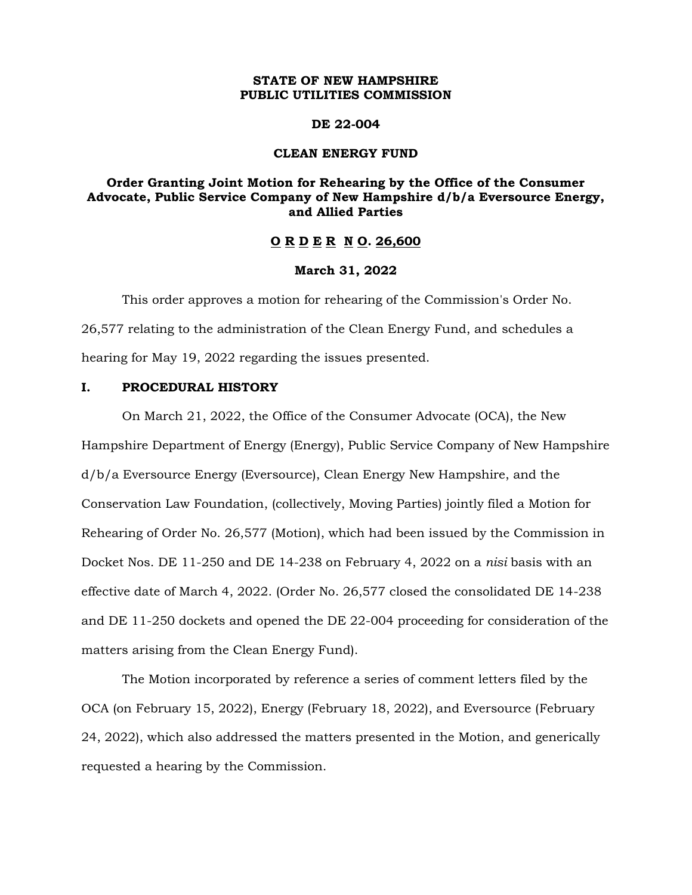**STATE OF NEW HAMPSHIRE**
**PUBLIC UTILITIES COMMISSION**

**DE 22-004**

**CLEAN ENERGY FUND**

**Order Granting Joint Motion for Rehearing by the Office of the Consumer Advocate, Public Service Company of New Hampshire d/b/a Eversource Energy, and Allied Parties**

**O R D E R N O. 26,600**

**March 31, 2022**

This order approves a motion for rehearing of the Commission's Order No. 26,577 relating to the administration of the Clean Energy Fund, and schedules a hearing for May 19, 2022 regarding the issues presented.

## I. PROCEDURAL HISTORY

On March 21, 2022, the Office of the Consumer Advocate (OCA), the New Hampshire Department of Energy (Energy), Public Service Company of New Hampshire d/b/a Eversource Energy (Eversource), Clean Energy New Hampshire, and the Conservation Law Foundation, (collectively, Moving Parties) jointly filed a Motion for Rehearing of Order No. 26,577 (Motion), which had been issued by the Commission in Docket Nos. DE 11-250 and DE 14-238 on February 4, 2022 on a *nisi* basis with an effective date of March 4, 2022. (Order No. 26,577 closed the consolidated DE 14-238 and DE 11-250 dockets and opened the DE 22-004 proceeding for consideration of the matters arising from the Clean Energy Fund).

The Motion incorporated by reference a series of comment letters filed by the OCA (on February 15, 2022), Energy (February 18, 2022), and Eversource (February 24, 2022), which also addressed the matters presented in the Motion, and generically requested a hearing by the Commission.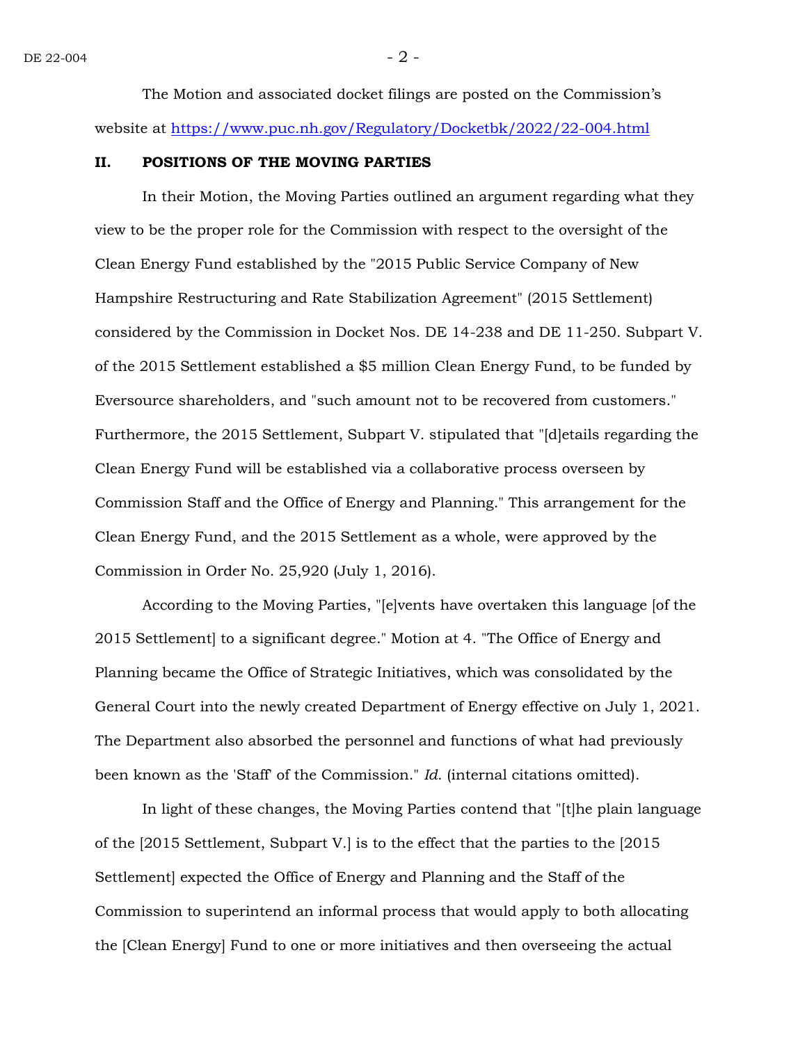The Motion and associated docket filings are posted on the Commission's website at [https://www.puc.nh.gov/Regulatory/Docketbk/2022/22-004.html](https://www.puc.nh.gov/Regulatory/Docketbk/2022/22-004.html)

## II. POSITIONS OF THE MOVING PARTIES

In their Motion, the Moving Parties outlined an argument regarding what they view to be the proper role for the Commission with respect to the oversight of the Clean Energy Fund established by the "2015 Public Service Company of New Hampshire Restructuring and Rate Stabilization Agreement" (2015 Settlement) considered by the Commission in Docket Nos. DE 14-238 and DE 11-250. Subpart V. of the 2015 Settlement established a $5 million Clean Energy Fund, to be funded by Eversource shareholders, and "such amount not to be recovered from customers." Furthermore, the 2015 Settlement, Subpart V. stipulated that "[d]etails regarding the Clean Energy Fund will be established via a collaborative process overseen by Commission Staff and the Office of Energy and Planning." This arrangement for the Clean Energy Fund, and the 2015 Settlement as a whole, were approved by the Commission in Order No. 25,920 (July 1, 2016).

According to the Moving Parties, "[e]vents have overtaken this language [of the 2015 Settlement] to a significant degree." Motion at 4. "The Office of Energy and Planning became the Office of Strategic Initiatives, which was consolidated by the General Court into the newly created Department of Energy effective on July 1, 2021. The Department also absorbed the personnel and functions of what had previously been known as the 'Staff' of the Commission." *Id.* (internal citations omitted).

In light of these changes, the Moving Parties contend that "[t]he plain language of the [2015 Settlement, Subpart V.] is to the effect that the parties to the [2015 Settlement] expected the Office of Energy and Planning and the Staff of the Commission to superintend an informal process that would apply to both allocating the [Clean Energy] Fund to one or more initiatives and then overseeing the actual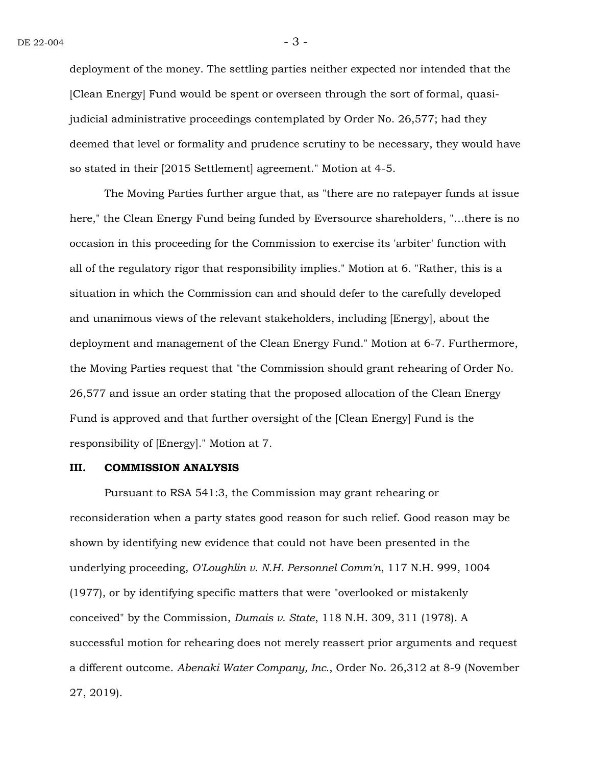deployment of the money. The settling parties neither expected nor intended that the [Clean Energy] Fund would be spent or overseen through the sort of formal, quasi-judicial administrative proceedings contemplated by Order No. 26,577; had they deemed that level or formality and prudence scrutiny to be necessary, they would have so stated in their [2015 Settlement] agreement." Motion at 4-5.

The Moving Parties further argue that, as "there are no ratepayer funds at issue here," the Clean Energy Fund being funded by Eversource shareholders, "...there is no occasion in this proceeding for the Commission to exercise its 'arbiter' function with all of the regulatory rigor that responsibility implies." Motion at 6. "Rather, this is a situation in which the Commission can and should defer to the carefully developed and unanimous views of the relevant stakeholders, including [Energy], about the deployment and management of the Clean Energy Fund." Motion at 6-7. Furthermore, the Moving Parties request that "the Commission should grant rehearing of Order No. 26,577 and issue an order stating that the proposed allocation of the Clean Energy Fund is approved and that further oversight of the [Clean Energy] Fund is the responsibility of [Energy]." Motion at 7.

## III. COMMISSION ANALYSIS

Pursuant to RSA 541:3, the Commission may grant rehearing or reconsideration when a party states good reason for such relief. Good reason may be shown by identifying new evidence that could not have been presented in the underlying proceeding, *O'Loughlin v. N.H. Personnel Comm'n*, 117 N.H. 999, 1004 (1977), or by identifying specific matters that were "overlooked or mistakenly conceived" by the Commission, *Dumais v. State*, 118 N.H. 309, 311 (1978). A successful motion for rehearing does not merely reassert prior arguments and request a different outcome. *Abenaki Water Company, Inc.*, Order No. 26,312 at 8-9 (November 27, 2019).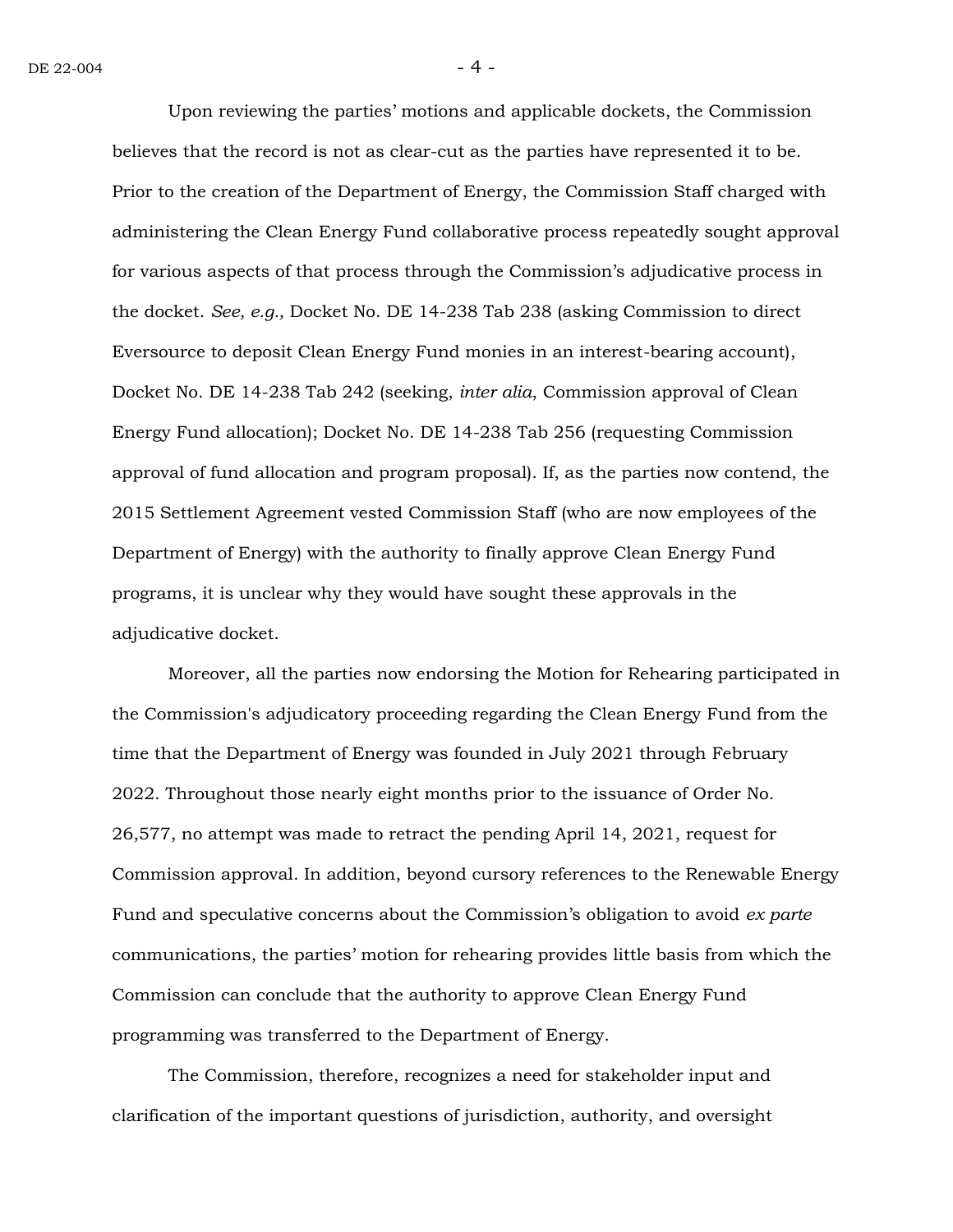Upon reviewing the parties' motions and applicable dockets, the Commission believes that the record is not as clear-cut as the parties have represented it to be. Prior to the creation of the Department of Energy, the Commission Staff charged with administering the Clean Energy Fund collaborative process repeatedly sought approval for various aspects of that process through the Commission's adjudicative process in the docket. *See, e.g.,* Docket No. DE 14-238 Tab 238 (asking Commission to direct Eversource to deposit Clean Energy Fund monies in an interest-bearing account), Docket No. DE 14-238 Tab 242 (seeking, *inter alia*, Commission approval of Clean Energy Fund allocation); Docket No. DE 14-238 Tab 256 (requesting Commission approval of fund allocation and program proposal). If, as the parties now contend, the 2015 Settlement Agreement vested Commission Staff (who are now employees of the Department of Energy) with the authority to finally approve Clean Energy Fund programs, it is unclear why they would have sought these approvals in the adjudicative docket.

Moreover, all the parties now endorsing the Motion for Rehearing participated in the Commission's adjudicatory proceeding regarding the Clean Energy Fund from the time that the Department of Energy was founded in July 2021 through February 2022. Throughout those nearly eight months prior to the issuance of Order No. 26,577, no attempt was made to retract the pending April 14, 2021, request for Commission approval. In addition, beyond cursory references to the Renewable Energy Fund and speculative concerns about the Commission's obligation to avoid *ex parte* communications, the parties' motion for rehearing provides little basis from which the Commission can conclude that the authority to approve Clean Energy Fund programming was transferred to the Department of Energy.

The Commission, therefore, recognizes a need for stakeholder input and clarification of the important questions of jurisdiction, authority, and oversight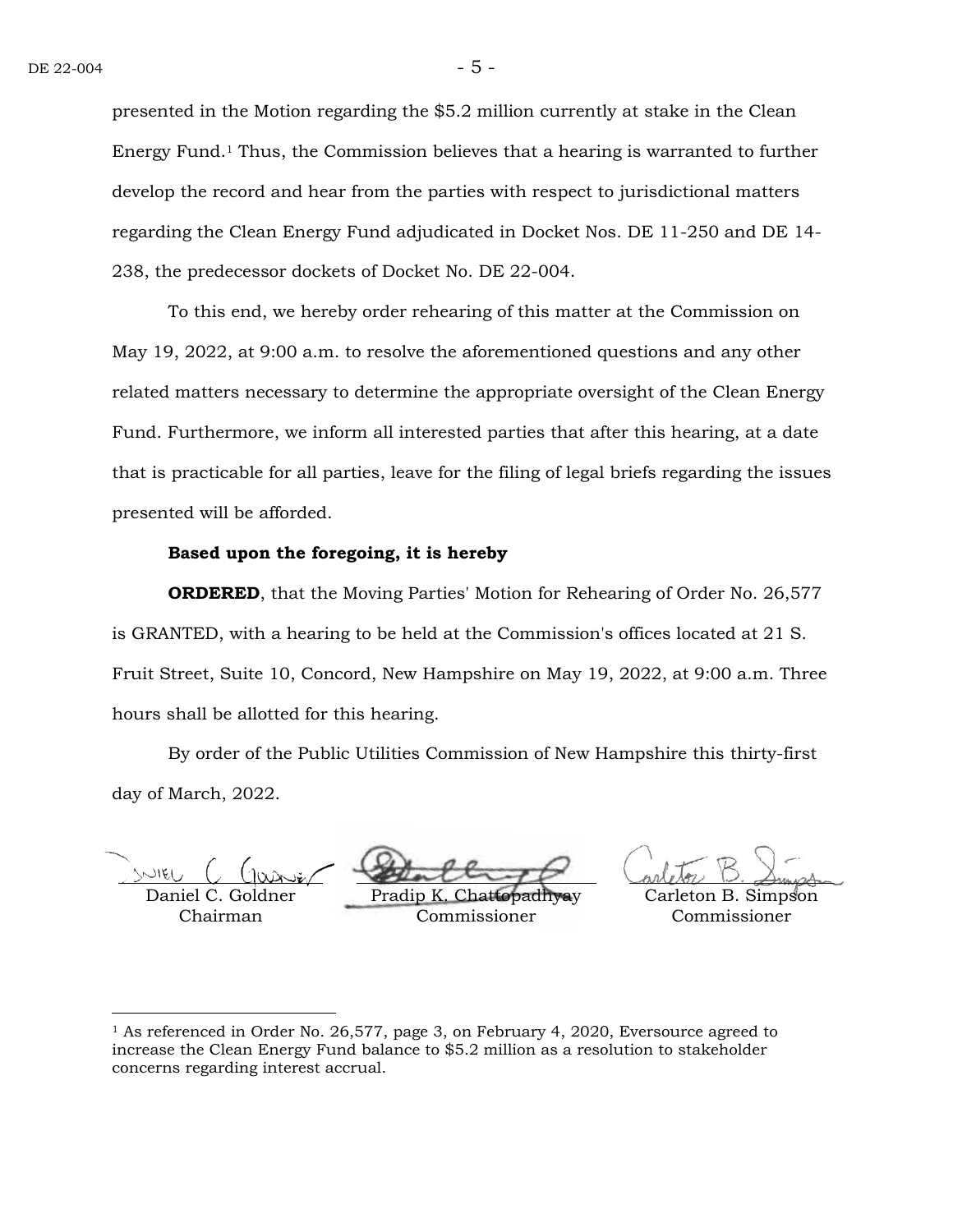presented in the Motion regarding the $5.2 million currently at stake in the Clean Energy Fund.[1] Thus, the Commission believes that a hearing is warranted to further develop the record and hear from the parties with respect to jurisdictional matters regarding the Clean Energy Fund adjudicated in Docket Nos. DE 11-250 and DE 14-238, the predecessor dockets of Docket No. DE 22-004.

To this end, we hereby order rehearing of this matter at the Commission on May 19, 2022, at 9:00 a.m. to resolve the aforementioned questions and any other related matters necessary to determine the appropriate oversight of the Clean Energy Fund. Furthermore, we inform all interested parties that after this hearing, at a date that is practicable for all parties, leave for the filing of legal briefs regarding the issues presented will be afforded.

**Based upon the foregoing, it is hereby**

**ORDERED**, that the Moving Parties' Motion for Rehearing of Order No. 26,577 is GRANTED, with a hearing to be held at the Commission's offices located at 21 S. Fruit Street, Suite 10, Concord, New Hampshire on May 19, 2022, at 9:00 a.m. Three hours shall be allotted for this hearing.

By order of the Public Utilities Commission of New Hampshire this thirty-first day of March, 2022.

| Daniel C. Goldner<br>Chairman | Pradip K. Chattopadhyay<br>Commissioner | Carleton B. Simpson<br>Commissioner |
|---|---|---|

---

[1] As referenced in Order No. 26,577, page 3, on February 4, 2020, Eversource agreed to increase the Clean Energy Fund balance to $5.2 million as a resolution to stakeholder concerns regarding interest accrual.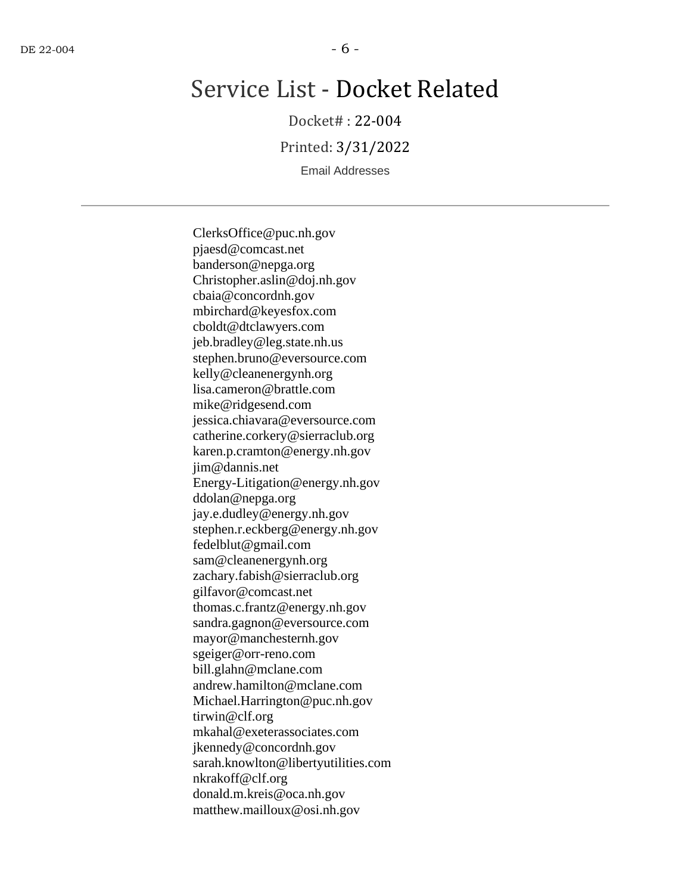# Service List - Docket Related

Docket# : 22-004

Printed: 3/31/2022

Email Addresses

---

ClerksOffice@puc.nh.gov
pjaesd@comcast.net
banderson@nepga.org
Christopher.aslin@doj.nh.gov
cbaia@concordnh.gov
mbirchard@keyesfox.com
cboldt@dtclawyers.com
jeb.bradley@leg.state.nh.us
stephen.bruno@eversource.com
kelly@cleanenergynh.org
lisa.cameron@brattle.com
mike@ridgesend.com
jessica.chiavara@eversource.com
catherine.corkery@sierraclub.org
karen.p.cramton@energy.nh.gov
jim@dannis.net
Energy-Litigation@energy.nh.gov
ddolan@nepga.org
jay.e.dudley@energy.nh.gov
stephen.r.eckberg@energy.nh.gov
fedelblut@gmail.com
sam@cleanenergynh.org
zachary.fabish@sierraclub.org
gilfavor@comcast.net
thomas.c.frantz@energy.nh.gov
sandra.gagnon@eversource.com
mayor@manchesternh.gov
sgeiger@orr-reno.com
bill.glahn@mclane.com
andrew.hamilton@mclane.com
Michael.Harrington@puc.nh.gov
tirwin@clf.org
mkahal@exeterassociates.com
jkennedy@concordnh.gov
sarah.knowlton@libertyutilities.com
nkrakoff@clf.org
donald.m.kreis@oca.nh.gov
matthew.mailloux@osi.nh.gov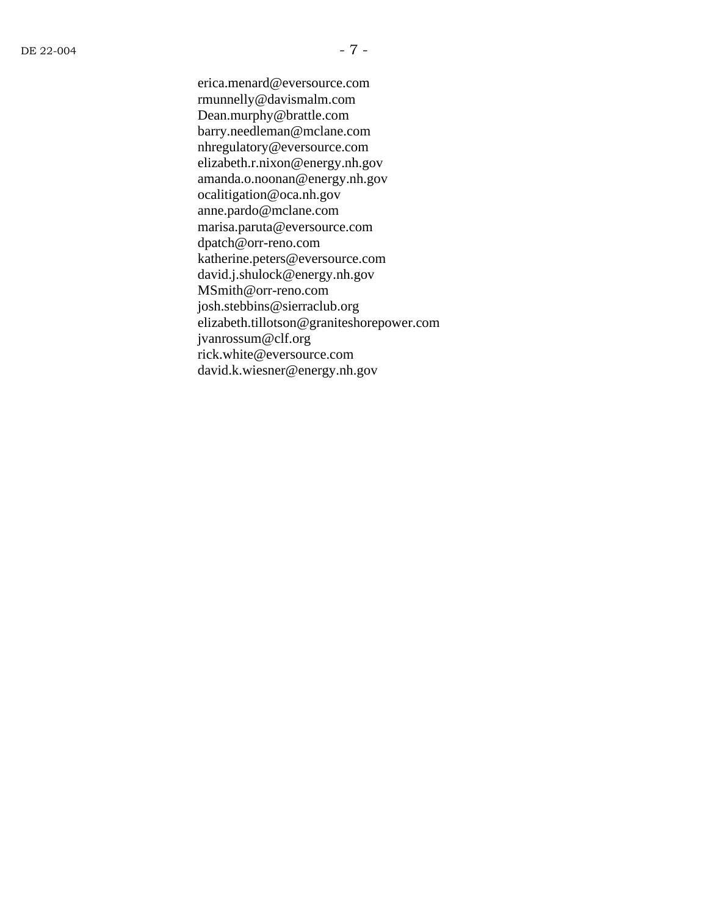erica.menard@eversource.com
rmunnelly@davismalm.com
Dean.murphy@brattle.com
barry.needleman@mclane.com
nhregulatory@eversource.com
elizabeth.r.nixon@energy.nh.gov
amanda.o.noonan@energy.nh.gov
ocalitigation@oca.nh.gov
anne.pardo@mclane.com
marisa.paruta@eversource.com
dpatch@orr-reno.com
katherine.peters@eversource.com
david.j.shulock@energy.nh.gov
MSmith@orr-reno.com
josh.stebbins@sierraclub.org
elizabeth.tillotson@graniteshorepower.com
jvanrossum@clf.org
rick.white@eversource.com
david.k.wiesner@energy.nh.gov